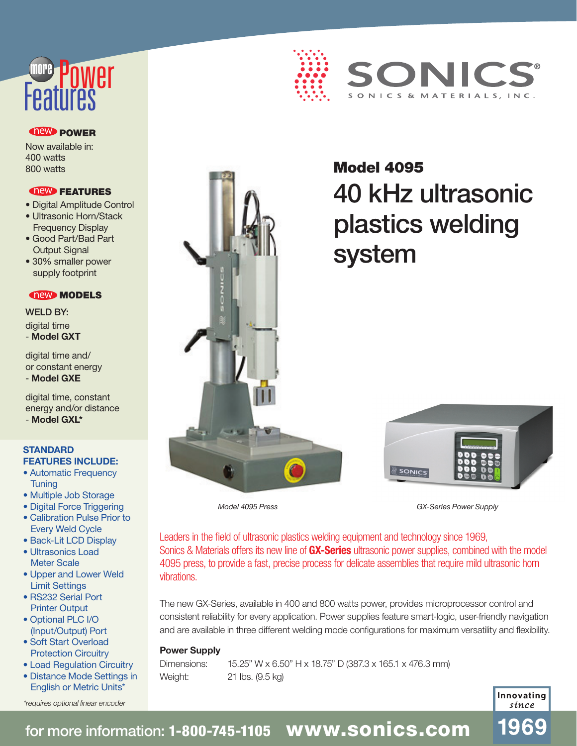# more Power Features

**new POWER**

Now available in:
400 watts
800 watts

**new FEATURES**

- Digital Amplitude Control
- Ultrasonic Horn/Stack Frequency Display
- Good Part/Bad Part Output Signal
- 30% smaller power supply footprint

**new MODELS**

WELD BY:

digital time
- **Model GXT**

digital time and/ or constant energy
- **Model GXE**

digital time, constant energy and/or distance
- **Model GXL***

**STANDARD FEATURES INCLUDE:**

- Automatic Frequency Tuning
- Multiple Job Storage
- Digital Force Triggering
- Calibration Pulse Prior to Every Weld Cycle
- Back-Lit LCD Display
- Ultrasonics Load Meter Scale
- Upper and Lower Weld Limit Settings
- RS232 Serial Port Printer Output
- Optional PLC I/O (Input/Output) Port
- Soft Start Overload Protection Circuitry
- Load Regulation Circuitry
- Distance Mode Settings in English or Metric Units*

*requires optional linear encoder

SONICS®
SONICS & MATERIALS, INC.

## Model 4095

# 40 kHz ultrasonic plastics welding system

*Model 4095 Press*

*GX-Series Power Supply*

Leaders in the field of ultrasonic plastics welding equipment and technology since 1969, Sonics & Materials offers its new line of **GX-Series** ultrasonic power supplies, combined with the model 4095 press, to provide a fast, precise process for delicate assemblies that require mild ultrasonic horn vibrations.

The new GX-Series, available in 400 and 800 watts power, provides microprocessor control and consistent reliability for every application. Power supplies feature smart-logic, user-friendly navigation and are available in three different welding mode configurations for maximum versatility and flexibility.

**Power Supply**

| | |
|---|---|
| Dimensions: | 15.25" W x 6.50" H x 18.75" D (387.3 x 165.1 x 476.3 mm) |
| Weight: | 21 lbs. (9.5 kg) |

Innovating since 1969

for more information: **1-800-745-1105** **www.sonics.com**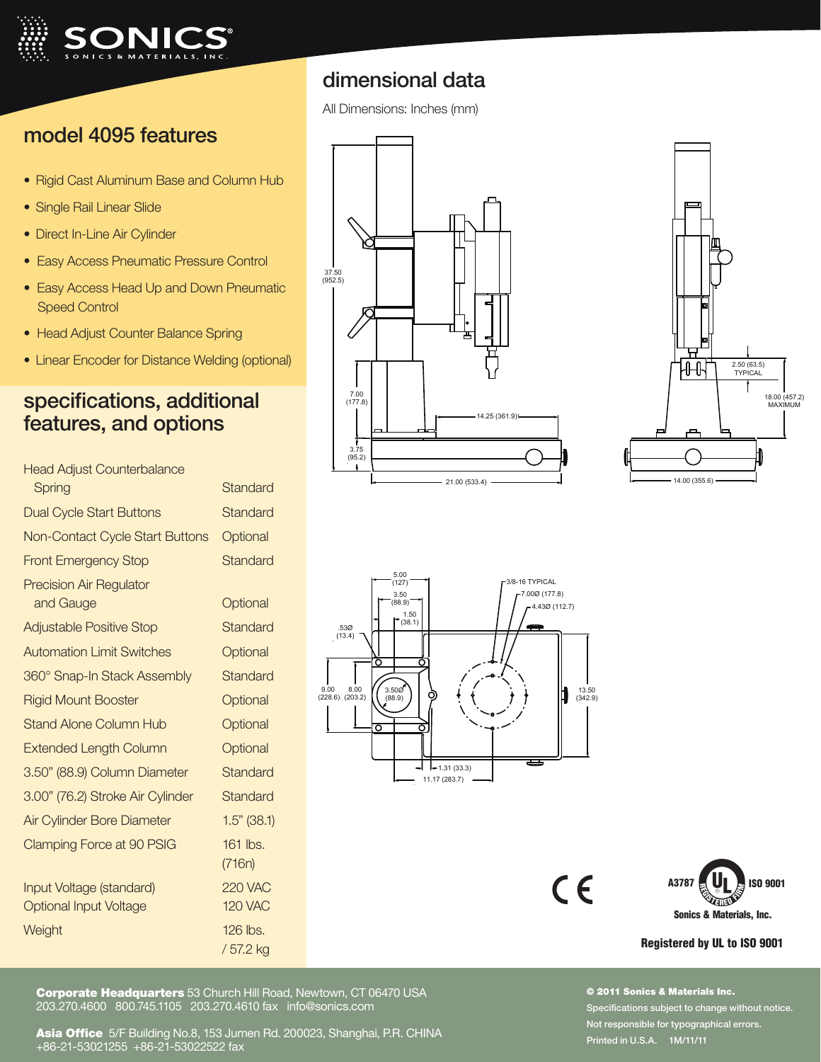## model 4095 features

- Rigid Cast Aluminum Base and Column Hub
- Single Rail Linear Slide
- Direct In-Line Air Cylinder
- Easy Access Pneumatic Pressure Control
- Easy Access Head Up and Down Pneumatic Speed Control
- Head Adjust Counter Balance Spring
- Linear Encoder for Distance Welding (optional)

## specifications, additional features, and options

| | |
|---|---|
| Head Adjust Counterbalance Spring | Standard |
| Dual Cycle Start Buttons | Standard |
| Non-Contact Cycle Start Buttons | Optional |
| Front Emergency Stop | Standard |
| Precision Air Regulator and Gauge | Optional |
| Adjustable Positive Stop | Standard |
| Automation Limit Switches | Optional |
| 360° Snap-In Stack Assembly | Standard |
| Rigid Mount Booster | Optional |
| Stand Alone Column Hub | Optional |
| Extended Length Column | Optional |
| 3.50" (88.9) Column Diameter | Standard |
| 3.00" (76.2) Stroke Air Cylinder | Standard |
| Air Cylinder Bore Diameter | 1.5" (38.1) |
| Clamping Force at 90 PSIG | 161 lbs. (716n) |
| Input Voltage (standard) | 220 VAC |
| Optional Input Voltage | 120 VAC |
| Weight | 126 lbs. / 57.2 kg |

## dimensional data

All Dimensions: Inches (mm)

37.50 (952.5)
7.00 (177.8)
3.75 (95.2)
14.25 (361.9)
21.00 (533.4)
2.50 (63.5) TYPICAL
18.00 (457.2) MAXIMUM
14.00 (355.6)

5.00 (127)
3.50 (88.9)
1.50 (38.1)
.53Ø (13.4)
3/8-16 TYPICAL
7.00Ø (177.8)
4.43Ø (112.7)
9.00 (228.6)
8.00 (203.2)
3.50Ø (88.9)
13.50 (342.9)
1.31 (33.3)
11.17 (283.7)

A3787 ISO 9001
Sonics & Materials, Inc.

**Registered by UL to ISO 9001**

**Corporate Headquarters** 53 Church Hill Road, Newtown, CT 06470 USA
203.270.4600 800.745.1105 203.270.4610 fax info@sonics.com

**Asia Office** 5/F Building No.8, 153 Jumen Rd. 200023, Shanghai, P.R. CHINA
+86-21-53021255 +86-21-53022522 fax

**© 2011 Sonics & Materials Inc.**
Specifications subject to change without notice.
Not responsible for typographical errors.
Printed in U.S.A. 1M/11/11